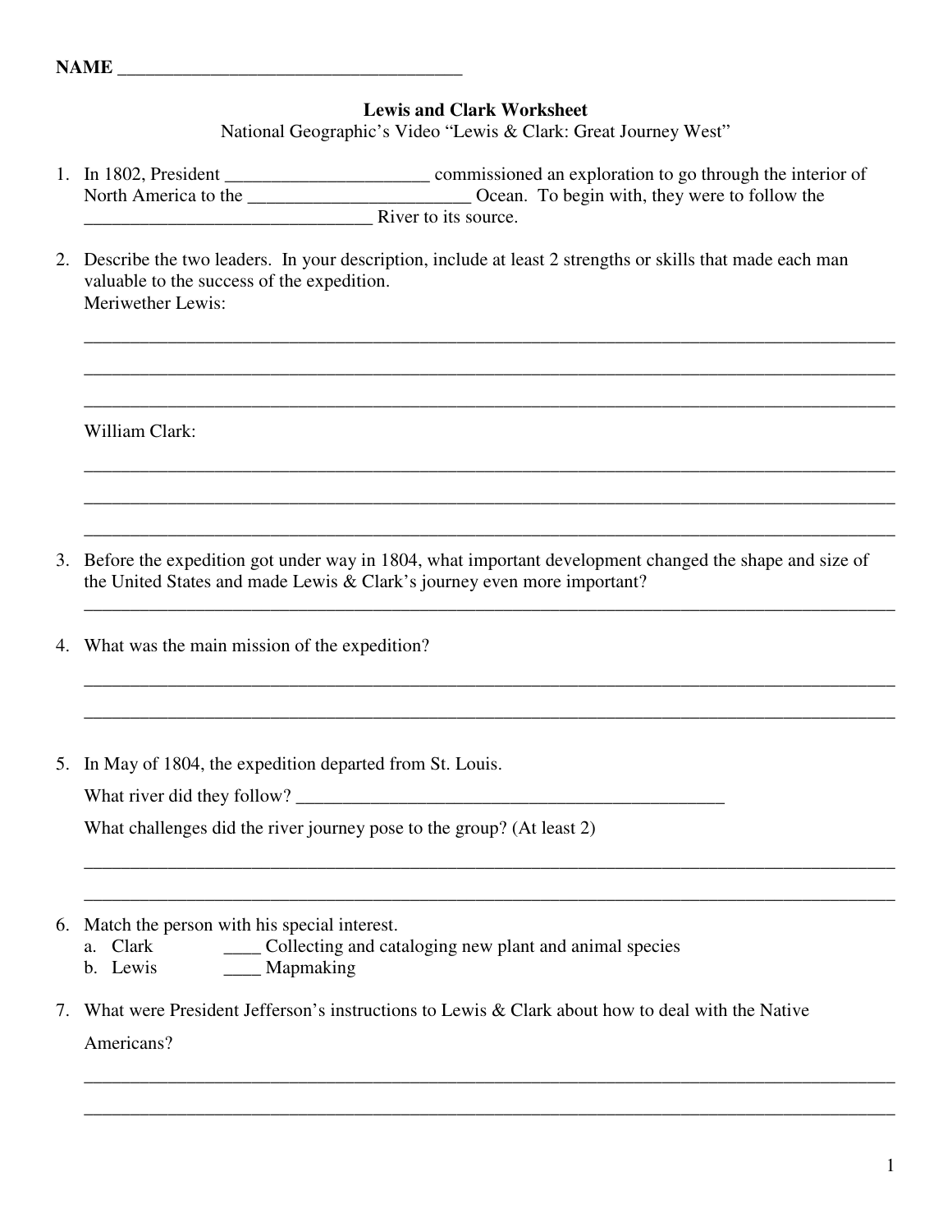NAME ____________________________________

**Lewis and Clark Worksheet**

National Geographic's Video "Lewis & Clark: Great Journey West"

1. In 1802, President _____________________ commissioned an exploration to go through the interior of North America to the _______________________ Ocean. To begin with, they were to follow the ______________________________ River to its source.

2. Describe the two leaders. In your description, include at least 2 strengths or skills that made each man valuable to the success of the expedition.

   Meriwether Lewis:

   ________________________________________________________________________________

   ________________________________________________________________________________

   ________________________________________________________________________________

   William Clark:

   ________________________________________________________________________________

   ________________________________________________________________________________

   ________________________________________________________________________________

3. Before the expedition got under way in 1804, what important development changed the shape and size of the United States and made Lewis & Clark's journey even more important?

   ________________________________________________________________________________

4. What was the main mission of the expedition?

   ________________________________________________________________________________

   ________________________________________________________________________________

5. In May of 1804, the expedition departed from St. Louis.

   What river did they follow? _______________________________________________

   What challenges did the river journey pose to the group? (At least 2)

   ________________________________________________________________________________

   ________________________________________________________________________________

6. Match the person with his special interest.

   a. Clark ____ Collecting and cataloging new plant and animal species

   b. Lewis ____ Mapmaking

7. What were President Jefferson's instructions to Lewis & Clark about how to deal with the Native Americans?

   ________________________________________________________________________________

   ________________________________________________________________________________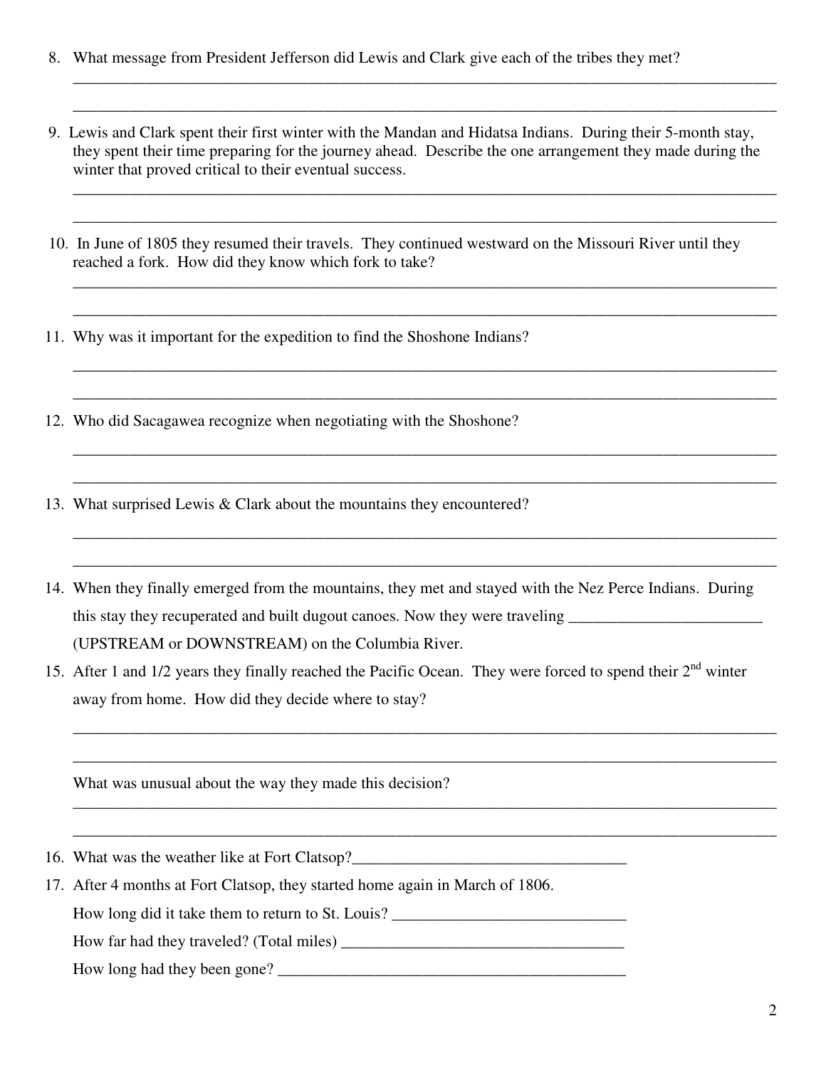8. What message from President Jefferson did Lewis and Clark give each of the tribes they met?

_____________________________________________________________________________________

_____________________________________________________________________________________

9. Lewis and Clark spent their first winter with the Mandan and Hidatsa Indians. During their 5-month stay, they spent their time preparing for the journey ahead. Describe the one arrangement they made during the winter that proved critical to their eventual success.

_____________________________________________________________________________________

_____________________________________________________________________________________

10. In June of 1805 they resumed their travels. They continued westward on the Missouri River until they reached a fork. How did they know which fork to take?

_____________________________________________________________________________________

_____________________________________________________________________________________

11. Why was it important for the expedition to find the Shoshone Indians?

_____________________________________________________________________________________

_____________________________________________________________________________________

12. Who did Sacagawea recognize when negotiating with the Shoshone?

_____________________________________________________________________________________

_____________________________________________________________________________________

13. What surprised Lewis & Clark about the mountains they encountered?

_____________________________________________________________________________________

_____________________________________________________________________________________

14. When they finally emerged from the mountains, they met and stayed with the Nez Perce Indians. During this stay they recuperated and built dugout canoes. Now they were traveling ________________________ (UPSTREAM or DOWNSTREAM) on the Columbia River.

15. After 1 and 1/2 years they finally reached the Pacific Ocean. They were forced to spend their 2nd winter away from home. How did they decide where to stay?

_____________________________________________________________________________________

_____________________________________________________________________________________

What was unusual about the way they made this decision?

_____________________________________________________________________________________

_____________________________________________________________________________________

16. What was the weather like at Fort Clatsop?___________________________________

17. After 4 months at Fort Clatsop, they started home again in March of 1806.

How long did it take them to return to St. Louis? ______________________________

How far had they traveled? (Total miles) ___________________________________

How long had they been gone? ___________________________________________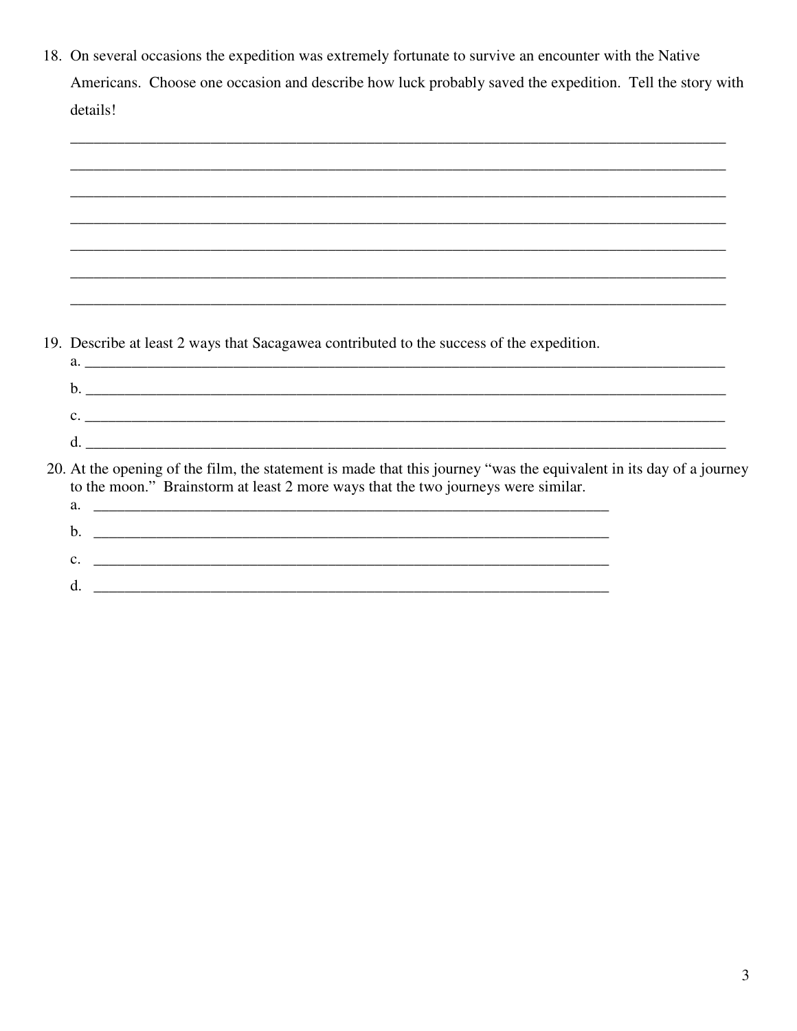18. On several occasions the expedition was extremely fortunate to survive an encounter with the Native Americans. Choose one occasion and describe how luck probably saved the expedition. Tell the story with details!

_______________________________________________________________________________

_______________________________________________________________________________

_______________________________________________________________________________

_______________________________________________________________________________

_______________________________________________________________________________

_______________________________________________________________________________

_______________________________________________________________________________

19. Describe at least 2 ways that Sacagawea contributed to the success of the expedition.
    a. _______________________________________________________________________________
    b. _______________________________________________________________________________
    c. _______________________________________________________________________________
    d. _______________________________________________________________________________

20. At the opening of the film, the statement is made that this journey "was the equivalent in its day of a journey to the moon." Brainstorm at least 2 more ways that the two journeys were similar.
    a. ____________________________________________________________
    b. ____________________________________________________________
    c. ____________________________________________________________
    d. ____________________________________________________________